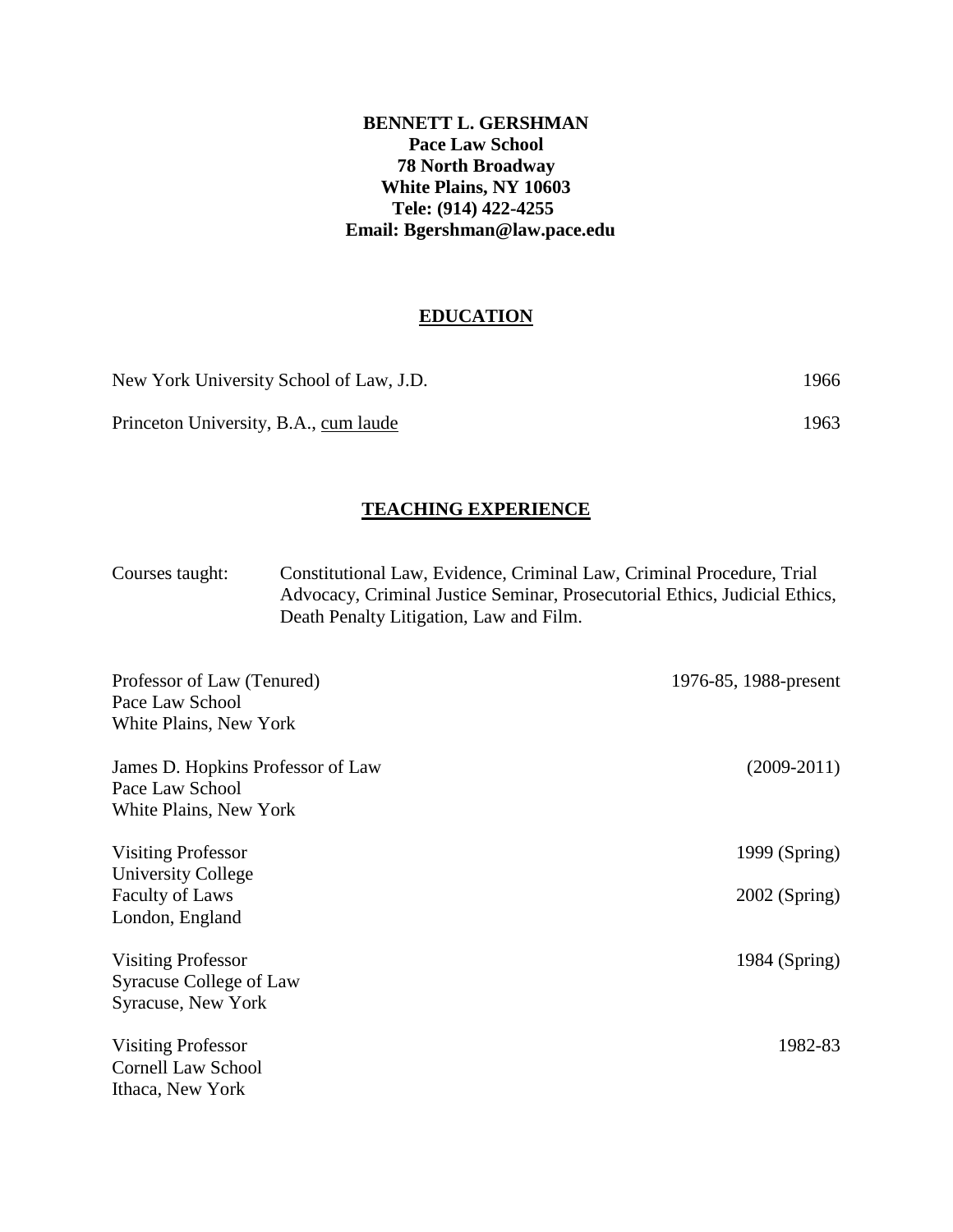**BENNETT L. GERSHMAN**
**Pace Law School**
**78 North Broadway**
**White Plains, NY 10603**
**Tele: (914) 422-4255**
**Email: Bgershman@law.pace.edu**

## EDUCATION

New York University School of Law, J.D. — 1966

Princeton University, B.A., cum laude — 1963

## TEACHING EXPERIENCE

Courses taught: Constitutional Law, Evidence, Criminal Law, Criminal Procedure, Trial Advocacy, Criminal Justice Seminar, Prosecutorial Ethics, Judicial Ethics, Death Penalty Litigation, Law and Film.

Professor of Law (Tenured) — 1976-85, 1988-present
Pace Law School
White Plains, New York

James D. Hopkins Professor of Law — (2009-2011)
Pace Law School
White Plains, New York

Visiting Professor — 1999 (Spring)
University College
Faculty of Laws — 2002 (Spring)
London, England

Visiting Professor — 1984 (Spring)
Syracuse College of Law
Syracuse, New York

Visiting Professor — 1982-83
Cornell Law School
Ithaca, New York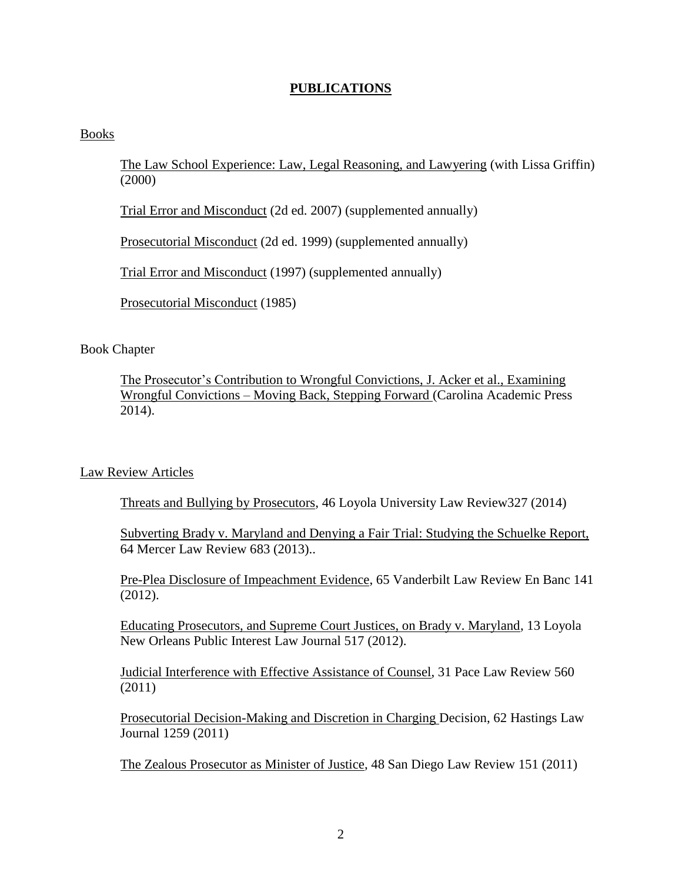# PUBLICATIONS

## Books

The Law School Experience: Law, Legal Reasoning, and Lawyering (with Lissa Griffin) (2000)

Trial Error and Misconduct (2d ed. 2007) (supplemented annually)

Prosecutorial Misconduct (2d ed. 1999) (supplemented annually)

Trial Error and Misconduct (1997) (supplemented annually)

Prosecutorial Misconduct (1985)

## Book Chapter

The Prosecutor's Contribution to Wrongful Convictions, J. Acker et al., Examining Wrongful Convictions – Moving Back, Stepping Forward (Carolina Academic Press 2014).

## Law Review Articles

Threats and Bullying by Prosecutors, 46 Loyola University Law Review327 (2014)

Subverting Brady v. Maryland and Denying a Fair Trial: Studying the Schuelke Report, 64 Mercer Law Review 683 (2013)..

Pre-Plea Disclosure of Impeachment Evidence, 65 Vanderbilt Law Review En Banc 141 (2012).

Educating Prosecutors, and Supreme Court Justices, on Brady v. Maryland, 13 Loyola New Orleans Public Interest Law Journal 517 (2012).

Judicial Interference with Effective Assistance of Counsel, 31 Pace Law Review 560 (2011)

Prosecutorial Decision-Making and Discretion in Charging Decision, 62 Hastings Law Journal 1259 (2011)

The Zealous Prosecutor as Minister of Justice, 48 San Diego Law Review 151 (2011)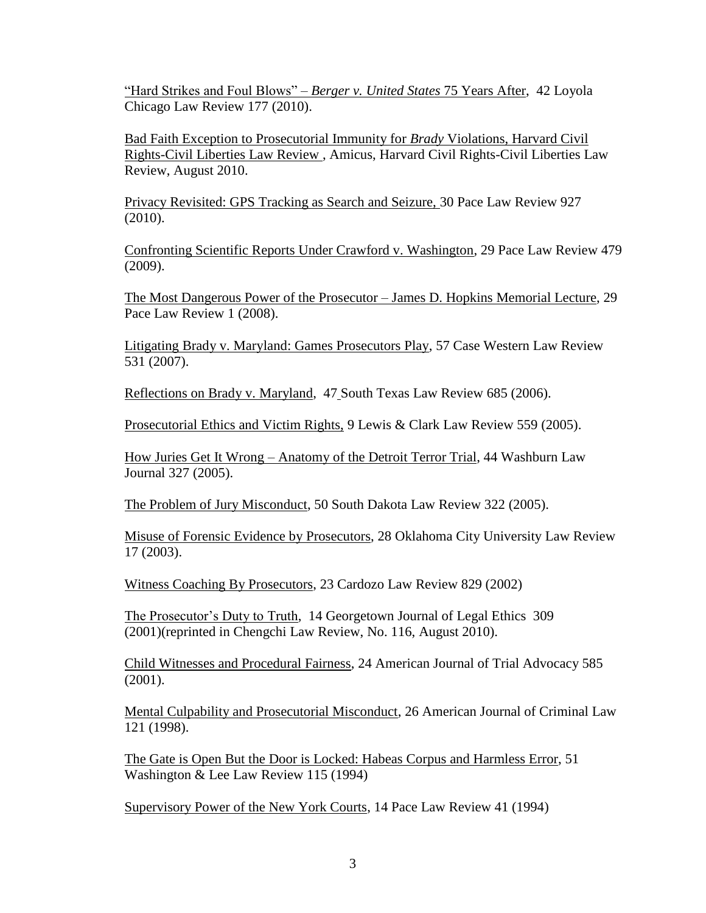"Hard Strikes and Foul Blows" – *Berger v. United States* 75 Years After, 42 Loyola Chicago Law Review 177 (2010).

Bad Faith Exception to Prosecutorial Immunity for *Brady* Violations, Harvard Civil Rights-Civil Liberties Law Review , Amicus, Harvard Civil Rights-Civil Liberties Law Review, August 2010.

Privacy Revisited: GPS Tracking as Search and Seizure, 30 Pace Law Review 927 (2010).

Confronting Scientific Reports Under Crawford v. Washington, 29 Pace Law Review 479 (2009).

The Most Dangerous Power of the Prosecutor – James D. Hopkins Memorial Lecture, 29 Pace Law Review 1 (2008).

Litigating Brady v. Maryland: Games Prosecutors Play, 57 Case Western Law Review 531 (2007).

Reflections on Brady v. Maryland, 47 South Texas Law Review 685 (2006).

Prosecutorial Ethics and Victim Rights, 9 Lewis & Clark Law Review 559 (2005).

How Juries Get It Wrong – Anatomy of the Detroit Terror Trial, 44 Washburn Law Journal 327 (2005).

The Problem of Jury Misconduct, 50 South Dakota Law Review 322 (2005).

Misuse of Forensic Evidence by Prosecutors, 28 Oklahoma City University Law Review 17 (2003).

Witness Coaching By Prosecutors, 23 Cardozo Law Review 829 (2002)

The Prosecutor's Duty to Truth, 14 Georgetown Journal of Legal Ethics 309 (2001)(reprinted in Chengchi Law Review, No. 116, August 2010).

Child Witnesses and Procedural Fairness, 24 American Journal of Trial Advocacy 585 (2001).

Mental Culpability and Prosecutorial Misconduct, 26 American Journal of Criminal Law 121 (1998).

The Gate is Open But the Door is Locked: Habeas Corpus and Harmless Error, 51 Washington & Lee Law Review 115 (1994)

Supervisory Power of the New York Courts, 14 Pace Law Review 41 (1994)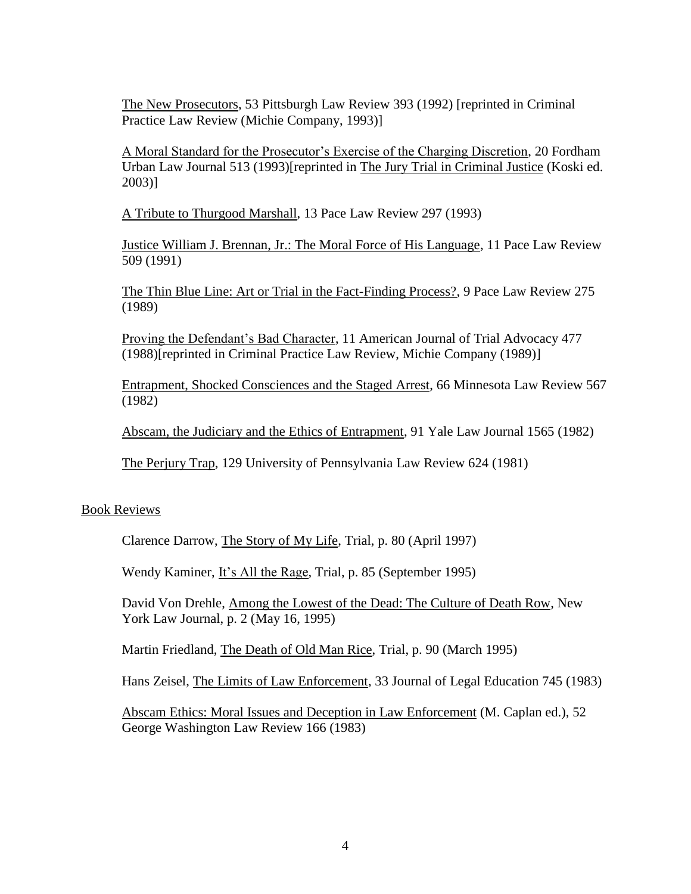The New Prosecutors, 53 Pittsburgh Law Review 393 (1992) [reprinted in Criminal Practice Law Review (Michie Company, 1993)]

A Moral Standard for the Prosecutor's Exercise of the Charging Discretion, 20 Fordham Urban Law Journal 513 (1993)[reprinted in The Jury Trial in Criminal Justice (Koski ed. 2003)]

A Tribute to Thurgood Marshall, 13 Pace Law Review 297 (1993)

Justice William J. Brennan, Jr.: The Moral Force of His Language, 11 Pace Law Review 509 (1991)

The Thin Blue Line: Art or Trial in the Fact-Finding Process?, 9 Pace Law Review 275 (1989)

Proving the Defendant's Bad Character, 11 American Journal of Trial Advocacy 477 (1988)[reprinted in Criminal Practice Law Review, Michie Company (1989)]

Entrapment, Shocked Consciences and the Staged Arrest, 66 Minnesota Law Review 567 (1982)

Abscam, the Judiciary and the Ethics of Entrapment, 91 Yale Law Journal 1565 (1982)

The Perjury Trap, 129 University of Pennsylvania Law Review 624 (1981)

## Book Reviews

Clarence Darrow, The Story of My Life, Trial, p. 80 (April 1997)

Wendy Kaminer, It's All the Rage, Trial, p. 85 (September 1995)

David Von Drehle, Among the Lowest of the Dead: The Culture of Death Row, New York Law Journal, p. 2 (May 16, 1995)

Martin Friedland, The Death of Old Man Rice, Trial, p. 90 (March 1995)

Hans Zeisel, The Limits of Law Enforcement, 33 Journal of Legal Education 745 (1983)

Abscam Ethics: Moral Issues and Deception in Law Enforcement (M. Caplan ed.), 52 George Washington Law Review 166 (1983)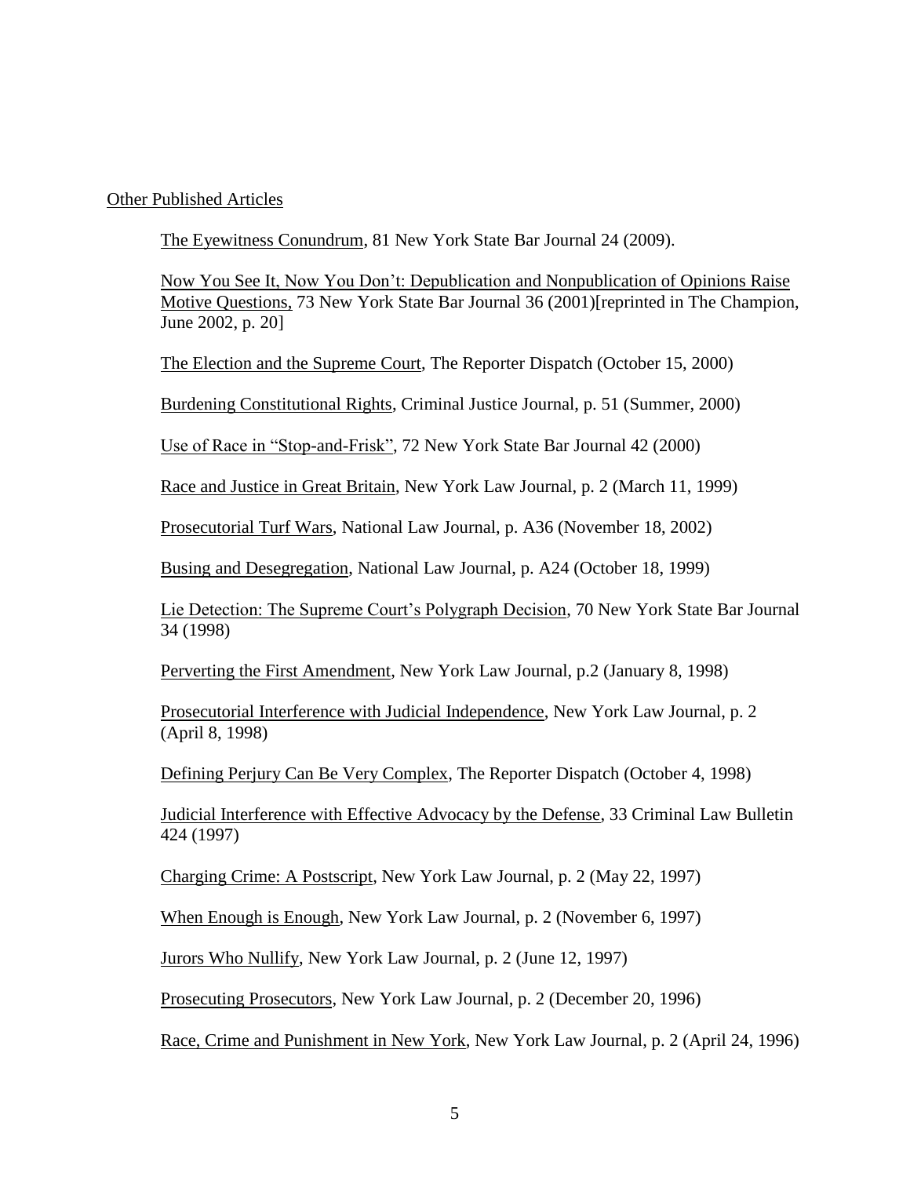Other Published Articles

The Eyewitness Conundrum, 81 New York State Bar Journal 24 (2009).

Now You See It, Now You Don't: Depublication and Nonpublication of Opinions Raise Motive Questions, 73 New York State Bar Journal 36 (2001)[reprinted in The Champion, June 2002, p. 20]

The Election and the Supreme Court, The Reporter Dispatch (October 15, 2000)

Burdening Constitutional Rights, Criminal Justice Journal, p. 51 (Summer, 2000)

Use of Race in "Stop-and-Frisk", 72 New York State Bar Journal 42 (2000)

Race and Justice in Great Britain, New York Law Journal, p. 2 (March 11, 1999)

Prosecutorial Turf Wars, National Law Journal, p. A36 (November 18, 2002)

Busing and Desegregation, National Law Journal, p. A24 (October 18, 1999)

Lie Detection: The Supreme Court's Polygraph Decision, 70 New York State Bar Journal 34 (1998)

Perverting the First Amendment, New York Law Journal, p.2 (January 8, 1998)

Prosecutorial Interference with Judicial Independence, New York Law Journal, p. 2 (April 8, 1998)

Defining Perjury Can Be Very Complex, The Reporter Dispatch (October 4, 1998)

Judicial Interference with Effective Advocacy by the Defense, 33 Criminal Law Bulletin 424 (1997)

Charging Crime: A Postscript, New York Law Journal, p. 2 (May 22, 1997)

When Enough is Enough, New York Law Journal, p. 2 (November 6, 1997)

Jurors Who Nullify, New York Law Journal, p. 2 (June 12, 1997)

Prosecuting Prosecutors, New York Law Journal, p. 2 (December 20, 1996)

Race, Crime and Punishment in New York, New York Law Journal, p. 2 (April 24, 1996)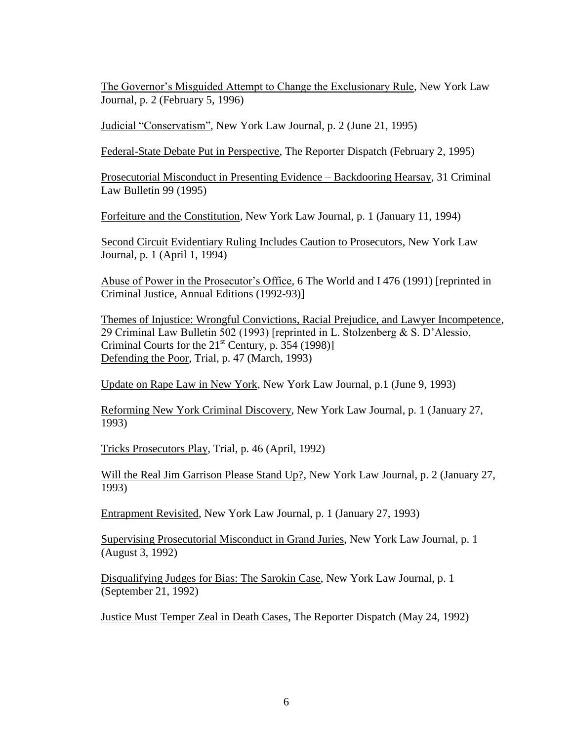The Governor's Misguided Attempt to Change the Exclusionary Rule, New York Law Journal, p. 2 (February 5, 1996)

Judicial "Conservatism", New York Law Journal, p. 2 (June 21, 1995)

Federal-State Debate Put in Perspective, The Reporter Dispatch (February 2, 1995)

Prosecutorial Misconduct in Presenting Evidence – Backdooring Hearsay, 31 Criminal Law Bulletin 99 (1995)

Forfeiture and the Constitution, New York Law Journal, p. 1 (January 11, 1994)

Second Circuit Evidentiary Ruling Includes Caution to Prosecutors, New York Law Journal, p. 1 (April 1, 1994)

Abuse of Power in the Prosecutor's Office, 6 The World and I 476 (1991) [reprinted in Criminal Justice, Annual Editions (1992-93)]

Themes of Injustice: Wrongful Convictions, Racial Prejudice, and Lawyer Incompetence, 29 Criminal Law Bulletin 502 (1993) [reprinted in L. Stolzenberg & S. D'Alessio, Criminal Courts for the 21st Century, p. 354 (1998)]
Defending the Poor, Trial, p. 47 (March, 1993)

Update on Rape Law in New York, New York Law Journal, p.1 (June 9, 1993)

Reforming New York Criminal Discovery, New York Law Journal, p. 1 (January 27, 1993)

Tricks Prosecutors Play, Trial, p. 46 (April, 1992)

Will the Real Jim Garrison Please Stand Up?, New York Law Journal, p. 2 (January 27, 1993)

Entrapment Revisited, New York Law Journal, p. 1 (January 27, 1993)

Supervising Prosecutorial Misconduct in Grand Juries, New York Law Journal, p. 1 (August 3, 1992)

Disqualifying Judges for Bias: The Sarokin Case, New York Law Journal, p. 1 (September 21, 1992)

Justice Must Temper Zeal in Death Cases, The Reporter Dispatch (May 24, 1992)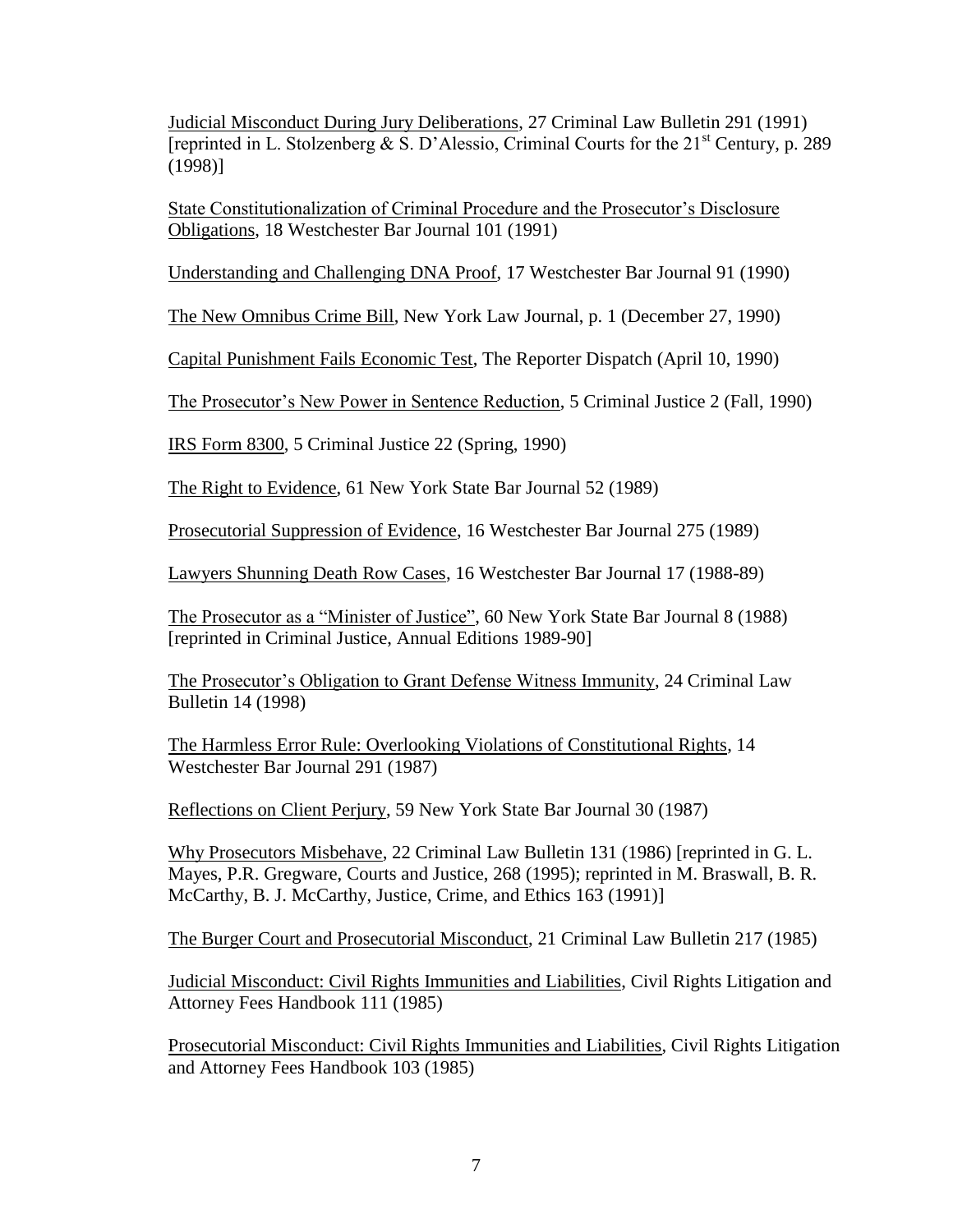Judicial Misconduct During Jury Deliberations, 27 Criminal Law Bulletin 291 (1991) [reprinted in L. Stolzenberg & S. D'Alessio, Criminal Courts for the 21st Century, p. 289 (1998)]

State Constitutionalization of Criminal Procedure and the Prosecutor's Disclosure Obligations, 18 Westchester Bar Journal 101 (1991)

Understanding and Challenging DNA Proof, 17 Westchester Bar Journal 91 (1990)

The New Omnibus Crime Bill, New York Law Journal, p. 1 (December 27, 1990)

Capital Punishment Fails Economic Test, The Reporter Dispatch (April 10, 1990)

The Prosecutor's New Power in Sentence Reduction, 5 Criminal Justice 2 (Fall, 1990)

IRS Form 8300, 5 Criminal Justice 22 (Spring, 1990)

The Right to Evidence, 61 New York State Bar Journal 52 (1989)

Prosecutorial Suppression of Evidence, 16 Westchester Bar Journal 275 (1989)

Lawyers Shunning Death Row Cases, 16 Westchester Bar Journal 17 (1988-89)

The Prosecutor as a "Minister of Justice", 60 New York State Bar Journal 8 (1988) [reprinted in Criminal Justice, Annual Editions 1989-90]

The Prosecutor's Obligation to Grant Defense Witness Immunity, 24 Criminal Law Bulletin 14 (1998)

The Harmless Error Rule: Overlooking Violations of Constitutional Rights, 14 Westchester Bar Journal 291 (1987)

Reflections on Client Perjury, 59 New York State Bar Journal 30 (1987)

Why Prosecutors Misbehave, 22 Criminal Law Bulletin 131 (1986) [reprinted in G. L. Mayes, P.R. Gregware, Courts and Justice, 268 (1995); reprinted in M. Braswall, B. R. McCarthy, B. J. McCarthy, Justice, Crime, and Ethics 163 (1991)]

The Burger Court and Prosecutorial Misconduct, 21 Criminal Law Bulletin 217 (1985)

Judicial Misconduct: Civil Rights Immunities and Liabilities, Civil Rights Litigation and Attorney Fees Handbook 111 (1985)

Prosecutorial Misconduct: Civil Rights Immunities and Liabilities, Civil Rights Litigation and Attorney Fees Handbook 103 (1985)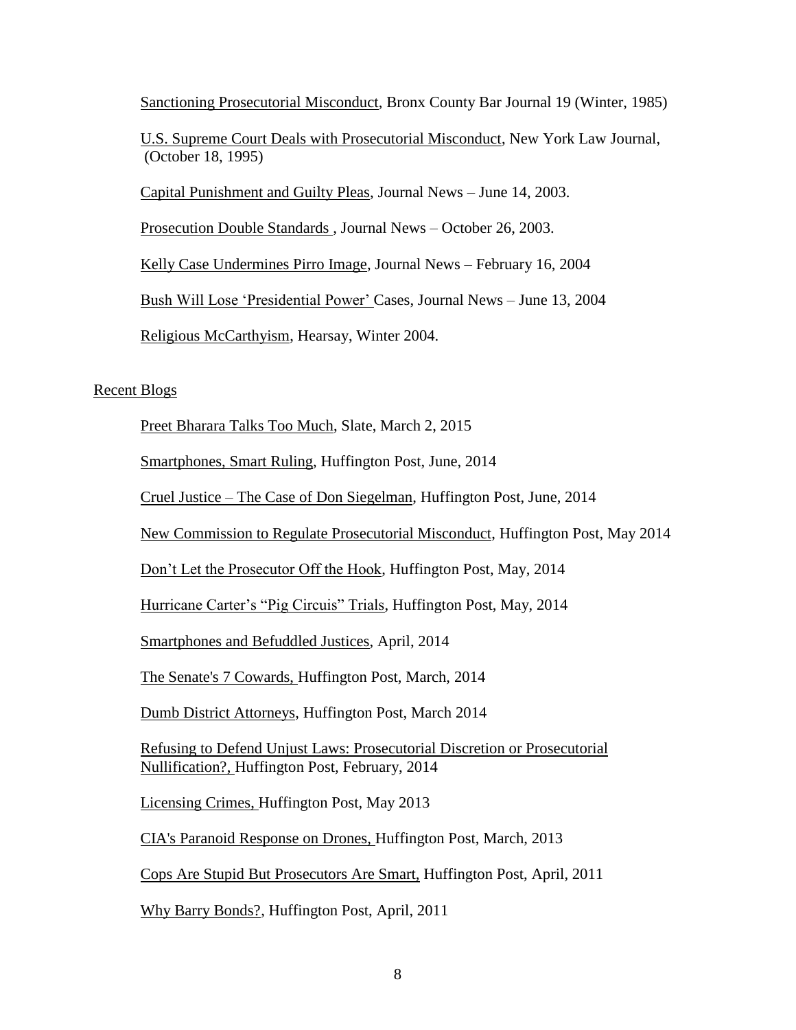Sanctioning Prosecutorial Misconduct, Bronx County Bar Journal 19 (Winter, 1985)

U.S. Supreme Court Deals with Prosecutorial Misconduct, New York Law Journal, (October 18, 1995)

Capital Punishment and Guilty Pleas, Journal News – June 14, 2003.

Prosecution Double Standards , Journal News – October 26, 2003.

Kelly Case Undermines Pirro Image, Journal News – February 16, 2004

Bush Will Lose 'Presidential Power' Cases, Journal News – June 13, 2004

Religious McCarthyism, Hearsay, Winter 2004.

Recent Blogs

Preet Bharara Talks Too Much, Slate, March 2, 2015

Smartphones, Smart Ruling, Huffington Post, June, 2014

Cruel Justice – The Case of Don Siegelman, Huffington Post, June, 2014

New Commission to Regulate Prosecutorial Misconduct, Huffington Post, May 2014

Don't Let the Prosecutor Off the Hook, Huffington Post, May, 2014

Hurricane Carter's "Pig Circuis" Trials, Huffington Post, May, 2014

Smartphones and Befuddled Justices, April, 2014

The Senate's 7 Cowards, Huffington Post, March, 2014

Dumb District Attorneys, Huffington Post, March 2014

Refusing to Defend Unjust Laws: Prosecutorial Discretion or Prosecutorial Nullification?, Huffington Post, February, 2014

Licensing Crimes, Huffington Post, May 2013

CIA's Paranoid Response on Drones, Huffington Post, March, 2013

Cops Are Stupid But Prosecutors Are Smart, Huffington Post, April, 2011

Why Barry Bonds?, Huffington Post, April, 2011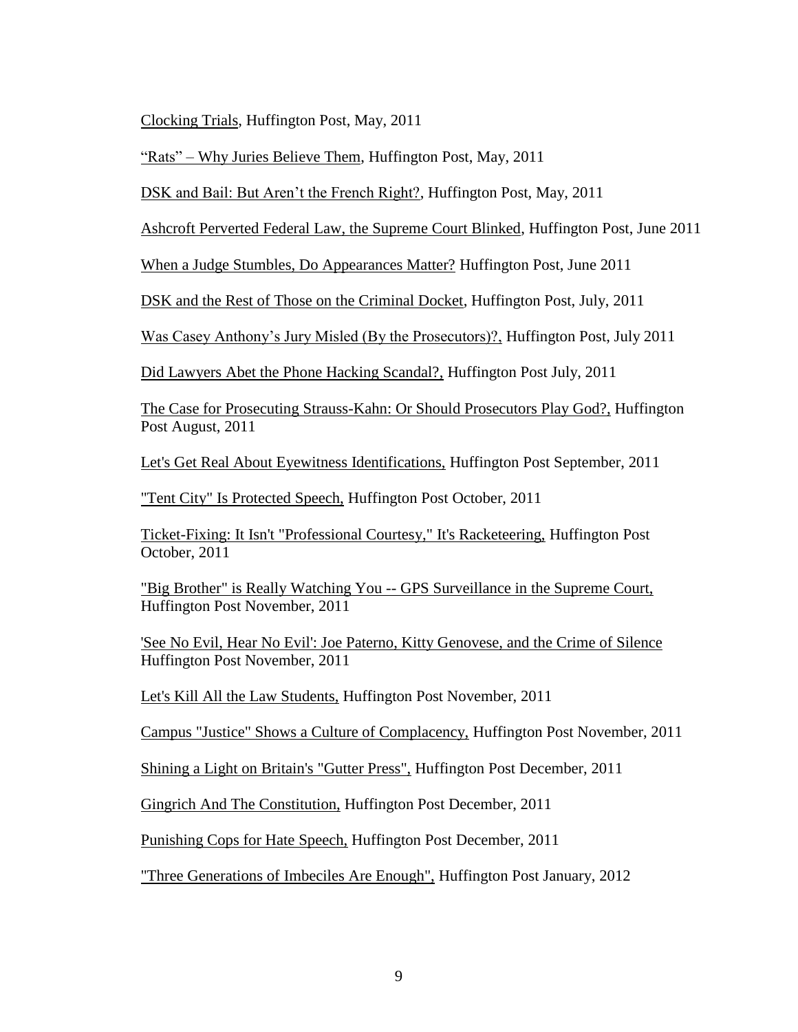Clocking Trials, Huffington Post, May, 2011

"Rats" – Why Juries Believe Them, Huffington Post, May, 2011

DSK and Bail: But Aren't the French Right?, Huffington Post, May, 2011

Ashcroft Perverted Federal Law, the Supreme Court Blinked, Huffington Post, June 2011

When a Judge Stumbles, Do Appearances Matter? Huffington Post, June 2011

DSK and the Rest of Those on the Criminal Docket, Huffington Post, July, 2011

Was Casey Anthony's Jury Misled (By the Prosecutors)?, Huffington Post, July 2011

Did Lawyers Abet the Phone Hacking Scandal?, Huffington Post July, 2011

The Case for Prosecuting Strauss-Kahn: Or Should Prosecutors Play God?, Huffington Post August, 2011

Let's Get Real About Eyewitness Identifications, Huffington Post September, 2011

"Tent City" Is Protected Speech, Huffington Post October, 2011

Ticket-Fixing: It Isn't "Professional Courtesy," It's Racketeering, Huffington Post October, 2011

"Big Brother" is Really Watching You -- GPS Surveillance in the Supreme Court, Huffington Post November, 2011

'See No Evil, Hear No Evil': Joe Paterno, Kitty Genovese, and the Crime of Silence Huffington Post November, 2011

Let's Kill All the Law Students, Huffington Post November, 2011

Campus "Justice" Shows a Culture of Complacency, Huffington Post November, 2011

Shining a Light on Britain's "Gutter Press", Huffington Post December, 2011

Gingrich And The Constitution, Huffington Post December, 2011

Punishing Cops for Hate Speech, Huffington Post December, 2011

"Three Generations of Imbeciles Are Enough", Huffington Post January, 2012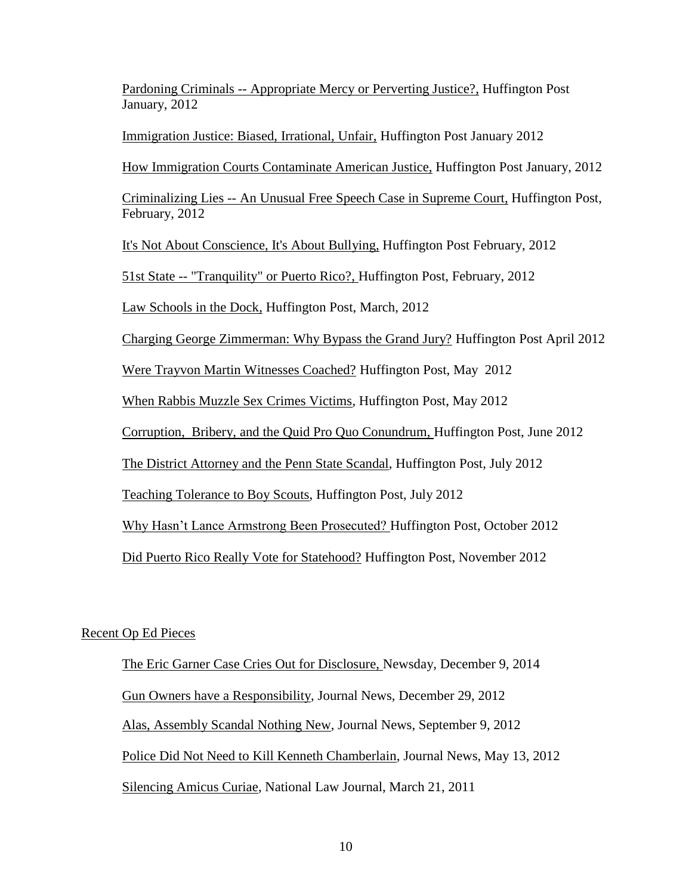Pardoning Criminals -- Appropriate Mercy or Perverting Justice?, Huffington Post January, 2012

Immigration Justice: Biased, Irrational, Unfair, Huffington Post January 2012

How Immigration Courts Contaminate American Justice, Huffington Post January, 2012

Criminalizing Lies -- An Unusual Free Speech Case in Supreme Court, Huffington Post, February, 2012

It's Not About Conscience, It's About Bullying, Huffington Post February, 2012

51st State -- "Tranquility" or Puerto Rico?, Huffington Post, February, 2012

Law Schools in the Dock, Huffington Post, March, 2012

Charging George Zimmerman: Why Bypass the Grand Jury? Huffington Post April 2012

Were Trayvon Martin Witnesses Coached? Huffington Post, May 2012

When Rabbis Muzzle Sex Crimes Victims, Huffington Post, May 2012

Corruption, Bribery, and the Quid Pro Quo Conundrum, Huffington Post, June 2012

The District Attorney and the Penn State Scandal, Huffington Post, July 2012

Teaching Tolerance to Boy Scouts, Huffington Post, July 2012

Why Hasn't Lance Armstrong Been Prosecuted? Huffington Post, October 2012

Did Puerto Rico Really Vote for Statehood? Huffington Post, November 2012

Recent Op Ed Pieces

The Eric Garner Case Cries Out for Disclosure, Newsday, December 9, 2014

Gun Owners have a Responsibility, Journal News, December 29, 2012

Alas, Assembly Scandal Nothing New, Journal News, September 9, 2012

Police Did Not Need to Kill Kenneth Chamberlain, Journal News, May 13, 2012

Silencing Amicus Curiae, National Law Journal, March 21, 2011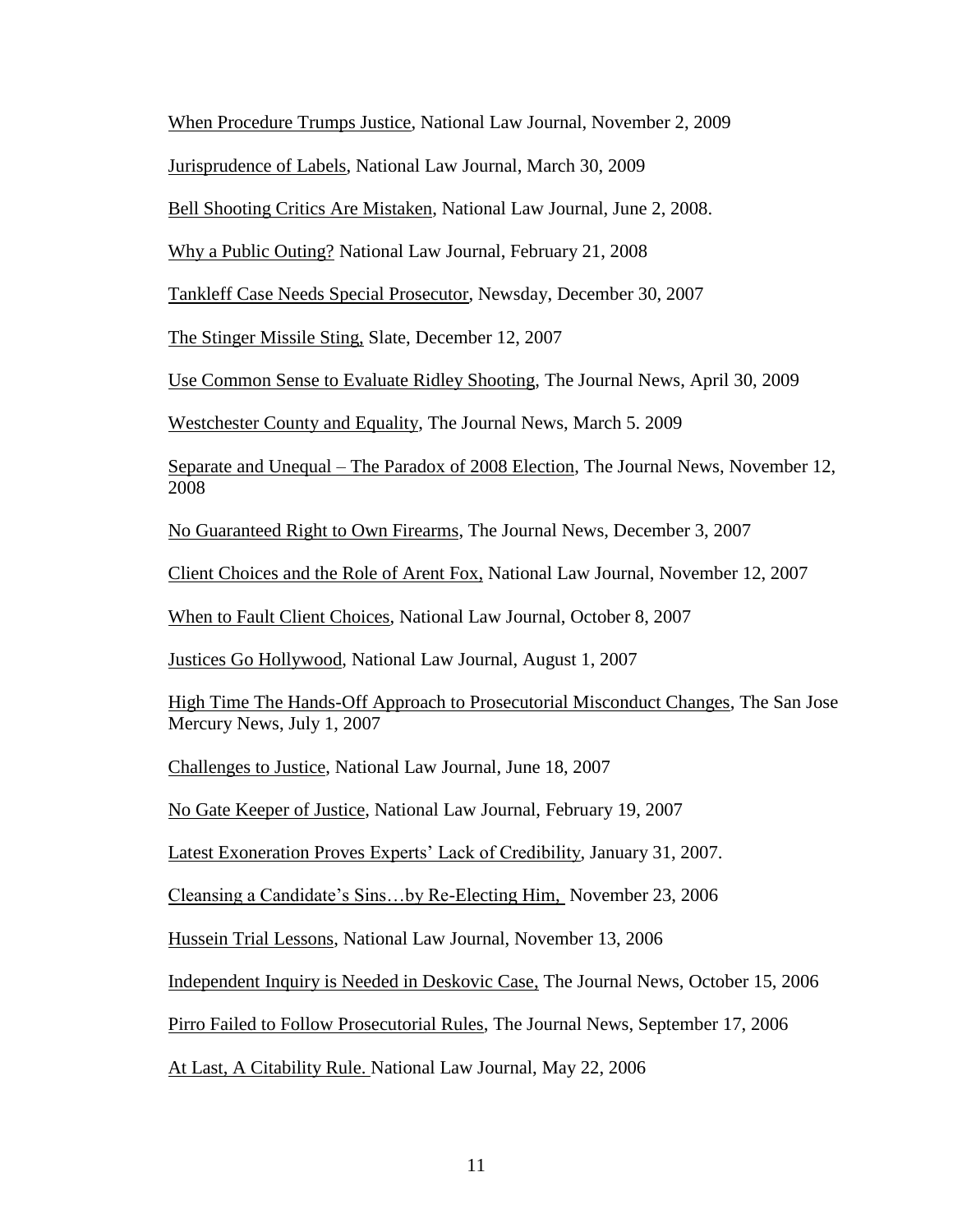<u>When Procedure Trumps Justice</u>, National Law Journal, November 2, 2009

<u>Jurisprudence of Labels</u>, National Law Journal, March 30, 2009

<u>Bell Shooting Critics Are Mistaken</u>, National Law Journal, June 2, 2008.

<u>Why a Public Outing?</u> National Law Journal, February 21, 2008

<u>Tankleff Case Needs Special Prosecutor</u>, Newsday, December 30, 2007

<u>The Stinger Missile Sting,</u> Slate, December 12, 2007

<u>Use Common Sense to Evaluate Ridley Shooting</u>, The Journal News, April 30, 2009

<u>Westchester County and Equality</u>, The Journal News, March 5. 2009

<u>Separate and Unequal – The Paradox of 2008 Election</u>, The Journal News, November 12, 2008

<u>No Guaranteed Right to Own Firearms</u>, The Journal News, December 3, 2007

<u>Client Choices and the Role of Arent Fox,</u> National Law Journal, November 12, 2007

<u>When to Fault Client Choices</u>, National Law Journal, October 8, 2007

<u>Justices Go Hollywood</u>, National Law Journal, August 1, 2007

<u>High Time The Hands-Off Approach to Prosecutorial Misconduct Changes</u>, The San Jose Mercury News, July 1, 2007

<u>Challenges to Justice</u>, National Law Journal, June 18, 2007

<u>No Gate Keeper of Justice</u>, National Law Journal, February 19, 2007

<u>Latest Exoneration Proves Experts' Lack of Credibility</u>, January 31, 2007.

<u>Cleansing a Candidate's Sins…by Re-Electing Him,</u> November 23, 2006

<u>Hussein Trial Lessons</u>, National Law Journal, November 13, 2006

<u>Independent Inquiry is Needed in Deskovic Case,</u> The Journal News, October 15, 2006

<u>Pirro Failed to Follow Prosecutorial Rules</u>, The Journal News, September 17, 2006

<u>At Last, A Citability Rule.</u> National Law Journal, May 22, 2006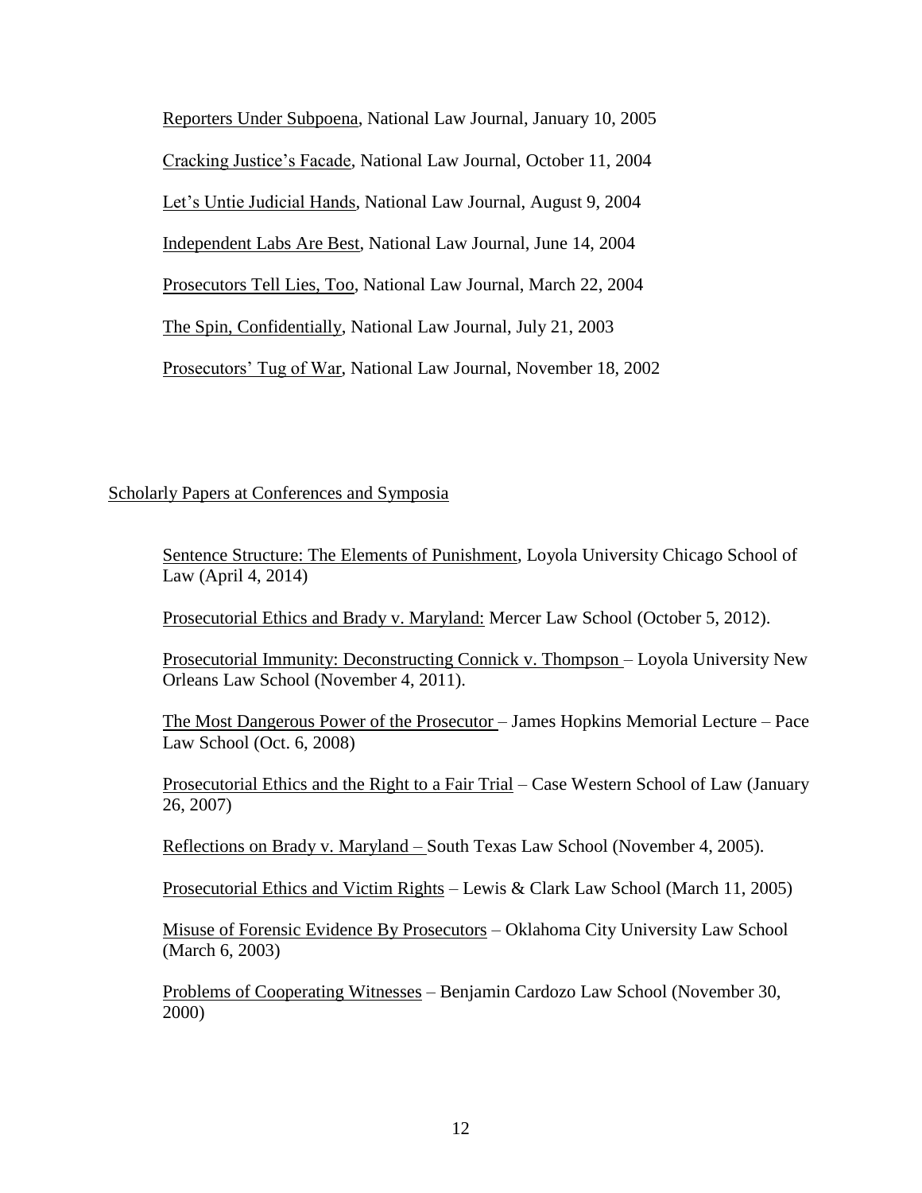Reporters Under Subpoena, National Law Journal, January 10, 2005

Cracking Justice's Facade, National Law Journal, October 11, 2004

Let's Untie Judicial Hands, National Law Journal, August 9, 2004

Independent Labs Are Best, National Law Journal, June 14, 2004

Prosecutors Tell Lies, Too, National Law Journal, March 22, 2004

The Spin, Confidentially, National Law Journal, July 21, 2003

Prosecutors' Tug of War, National Law Journal, November 18, 2002

Scholarly Papers at Conferences and Symposia

Sentence Structure: The Elements of Punishment, Loyola University Chicago School of Law (April 4, 2014)

Prosecutorial Ethics and Brady v. Maryland: Mercer Law School (October 5, 2012).

Prosecutorial Immunity: Deconstructing Connick v. Thompson – Loyola University New Orleans Law School (November 4, 2011).

The Most Dangerous Power of the Prosecutor – James Hopkins Memorial Lecture – Pace Law School (Oct. 6, 2008)

Prosecutorial Ethics and the Right to a Fair Trial – Case Western School of Law (January 26, 2007)

Reflections on Brady v. Maryland – South Texas Law School (November 4, 2005).

Prosecutorial Ethics and Victim Rights – Lewis & Clark Law School (March 11, 2005)

Misuse of Forensic Evidence By Prosecutors – Oklahoma City University Law School (March 6, 2003)

Problems of Cooperating Witnesses – Benjamin Cardozo Law School (November 30, 2000)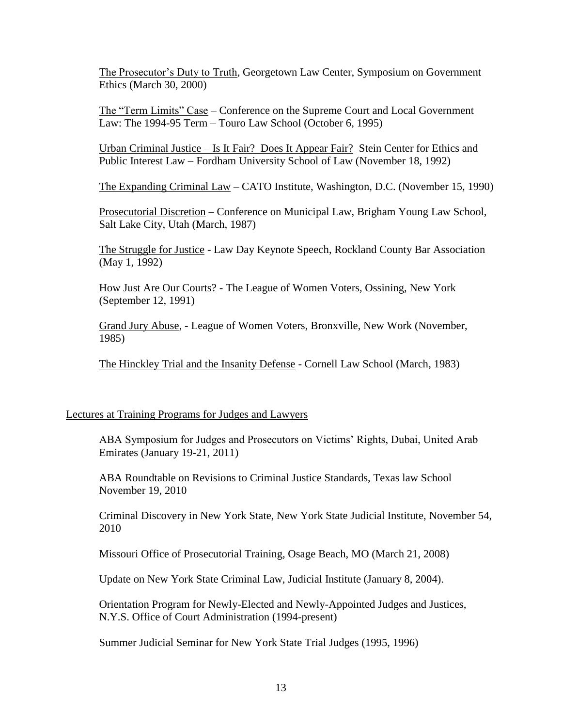The Prosecutor's Duty to Truth, Georgetown Law Center, Symposium on Government Ethics (March 30, 2000)

The "Term Limits" Case – Conference on the Supreme Court and Local Government Law: The 1994-95 Term – Touro Law School (October 6, 1995)

Urban Criminal Justice – Is It Fair? Does It Appear Fair? Stein Center for Ethics and Public Interest Law – Fordham University School of Law (November 18, 1992)

The Expanding Criminal Law – CATO Institute, Washington, D.C. (November 15, 1990)

Prosecutorial Discretion – Conference on Municipal Law, Brigham Young Law School, Salt Lake City, Utah (March, 1987)

The Struggle for Justice - Law Day Keynote Speech, Rockland County Bar Association (May 1, 1992)

How Just Are Our Courts? - The League of Women Voters, Ossining, New York (September 12, 1991)

Grand Jury Abuse, - League of Women Voters, Bronxville, New Work (November, 1985)

The Hinckley Trial and the Insanity Defense - Cornell Law School (March, 1983)

## Lectures at Training Programs for Judges and Lawyers

ABA Symposium for Judges and Prosecutors on Victims' Rights, Dubai, United Arab Emirates (January 19-21, 2011)

ABA Roundtable on Revisions to Criminal Justice Standards, Texas law School November 19, 2010

Criminal Discovery in New York State, New York State Judicial Institute, November 54, 2010

Missouri Office of Prosecutorial Training, Osage Beach, MO (March 21, 2008)

Update on New York State Criminal Law, Judicial Institute (January 8, 2004).

Orientation Program for Newly-Elected and Newly-Appointed Judges and Justices, N.Y.S. Office of Court Administration (1994-present)

Summer Judicial Seminar for New York State Trial Judges (1995, 1996)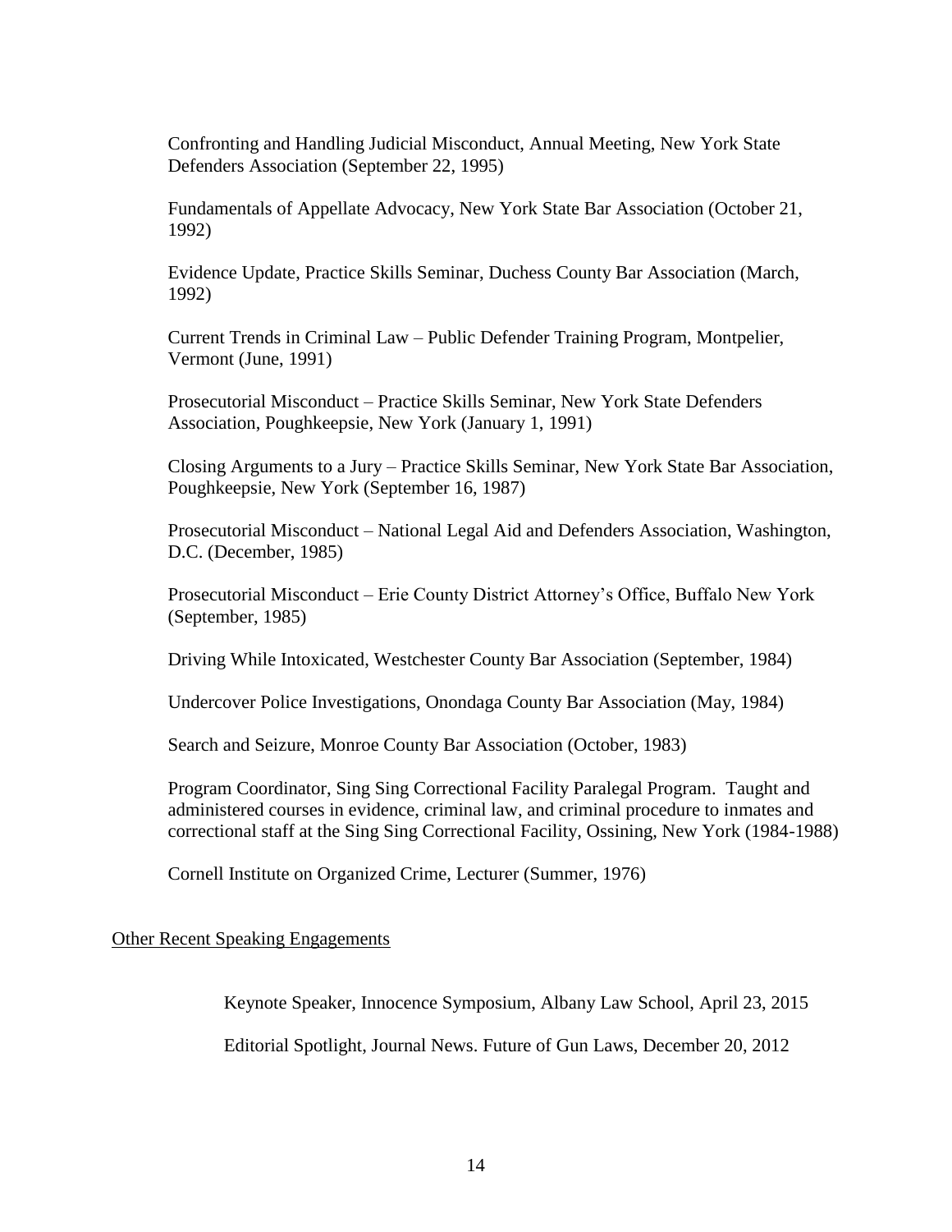Confronting and Handling Judicial Misconduct, Annual Meeting, New York State Defenders Association (September 22, 1995)

Fundamentals of Appellate Advocacy, New York State Bar Association (October 21, 1992)

Evidence Update, Practice Skills Seminar, Duchess County Bar Association (March, 1992)

Current Trends in Criminal Law – Public Defender Training Program, Montpelier, Vermont (June, 1991)

Prosecutorial Misconduct – Practice Skills Seminar, New York State Defenders Association, Poughkeepsie, New York (January 1, 1991)

Closing Arguments to a Jury – Practice Skills Seminar, New York State Bar Association, Poughkeepsie, New York (September 16, 1987)

Prosecutorial Misconduct – National Legal Aid and Defenders Association, Washington, D.C. (December, 1985)

Prosecutorial Misconduct – Erie County District Attorney's Office, Buffalo New York (September, 1985)

Driving While Intoxicated, Westchester County Bar Association (September, 1984)

Undercover Police Investigations, Onondaga County Bar Association (May, 1984)

Search and Seizure, Monroe County Bar Association (October, 1983)

Program Coordinator, Sing Sing Correctional Facility Paralegal Program. Taught and administered courses in evidence, criminal law, and criminal procedure to inmates and correctional staff at the Sing Sing Correctional Facility, Ossining, New York (1984-1988)

Cornell Institute on Organized Crime, Lecturer (Summer, 1976)

<u>Other Recent Speaking Engagements</u>

Keynote Speaker, Innocence Symposium, Albany Law School, April 23, 2015

Editorial Spotlight, Journal News. Future of Gun Laws, December 20, 2012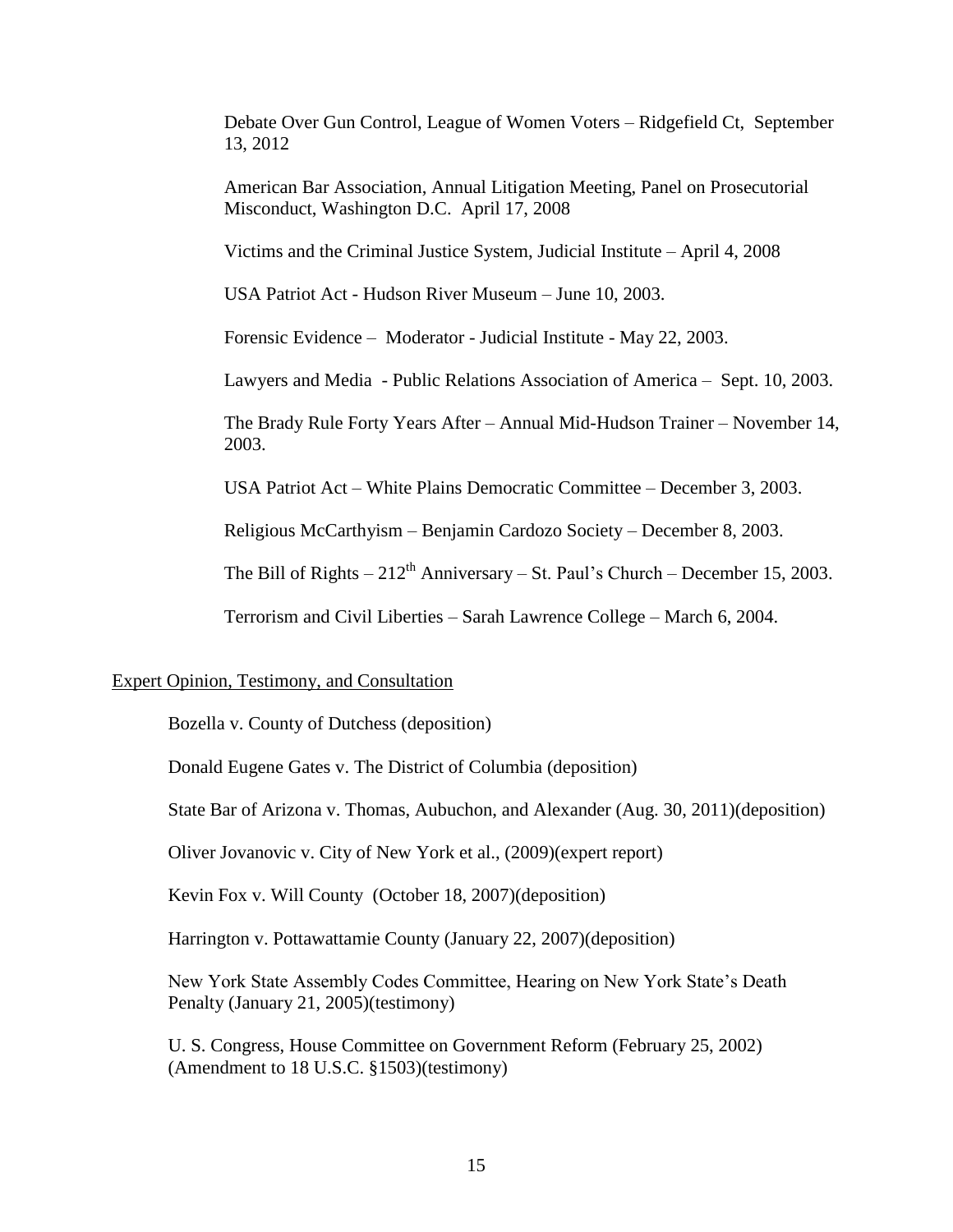Debate Over Gun Control, League of Women Voters – Ridgefield Ct, September 13, 2012

American Bar Association, Annual Litigation Meeting, Panel on Prosecutorial Misconduct, Washington D.C. April 17, 2008

Victims and the Criminal Justice System, Judicial Institute – April 4, 2008

USA Patriot Act - Hudson River Museum – June 10, 2003.

Forensic Evidence – Moderator - Judicial Institute - May 22, 2003.

Lawyers and Media - Public Relations Association of America – Sept. 10, 2003.

The Brady Rule Forty Years After – Annual Mid-Hudson Trainer – November 14, 2003.

USA Patriot Act – White Plains Democratic Committee – December 3, 2003.

Religious McCarthyism – Benjamin Cardozo Society – December 8, 2003.

The Bill of Rights – 212th Anniversary – St. Paul's Church – December 15, 2003.

Terrorism and Civil Liberties – Sarah Lawrence College – March 6, 2004.

Expert Opinion, Testimony, and Consultation

Bozella v. County of Dutchess (deposition)

Donald Eugene Gates v. The District of Columbia (deposition)

State Bar of Arizona v. Thomas, Aubuchon, and Alexander (Aug. 30, 2011)(deposition)

Oliver Jovanovic v. City of New York et al., (2009)(expert report)

Kevin Fox v. Will County (October 18, 2007)(deposition)

Harrington v. Pottawattamie County (January 22, 2007)(deposition)

New York State Assembly Codes Committee, Hearing on New York State's Death Penalty (January 21, 2005)(testimony)

U. S. Congress, House Committee on Government Reform (February 25, 2002) (Amendment to 18 U.S.C. §1503)(testimony)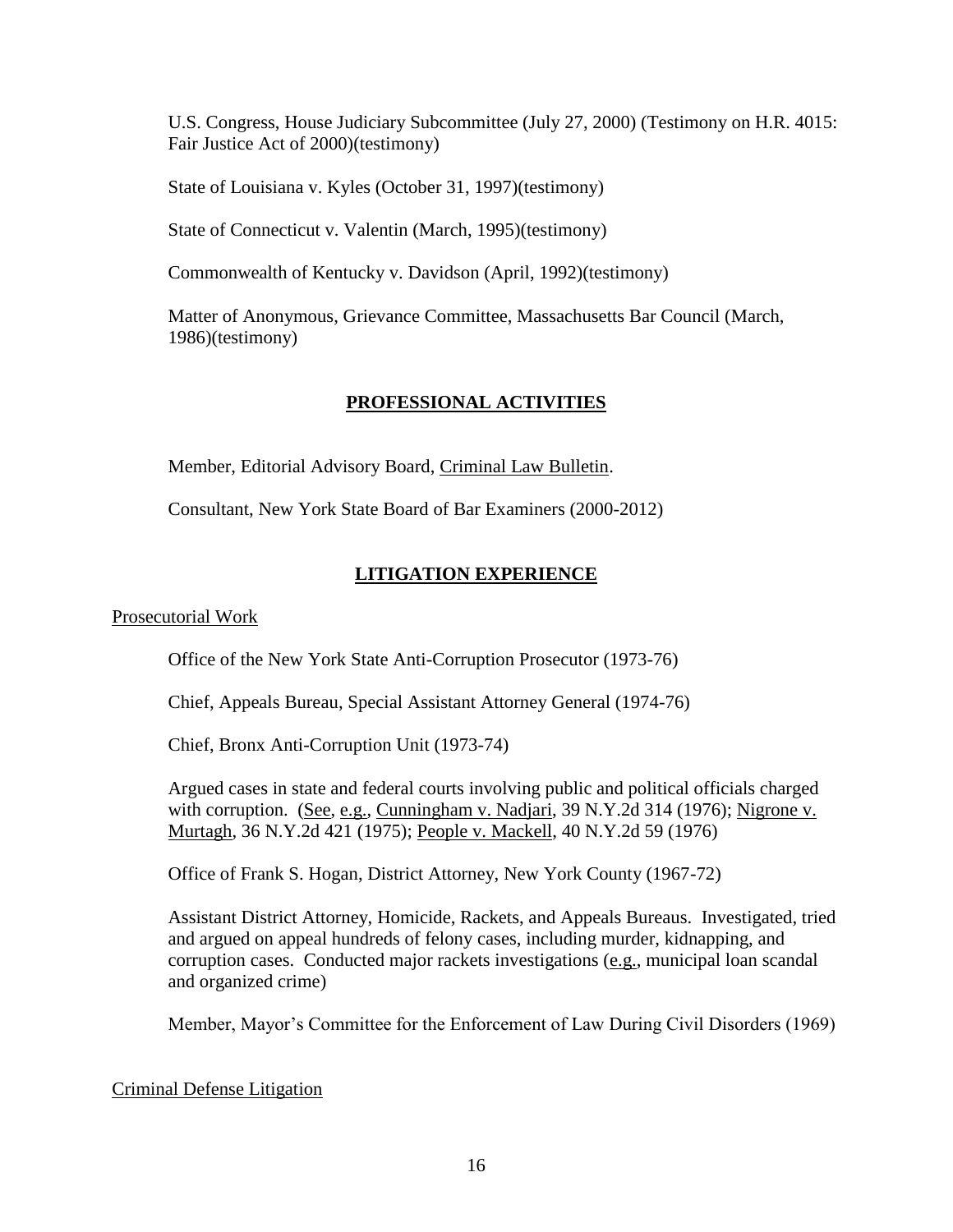U.S. Congress, House Judiciary Subcommittee (July 27, 2000) (Testimony on H.R. 4015: Fair Justice Act of 2000)(testimony)

State of Louisiana v. Kyles (October 31, 1997)(testimony)

State of Connecticut v. Valentin (March, 1995)(testimony)

Commonwealth of Kentucky v. Davidson (April, 1992)(testimony)

Matter of Anonymous, Grievance Committee, Massachusetts Bar Council (March, 1986)(testimony)

## **PROFESSIONAL ACTIVITIES**

Member, Editorial Advisory Board, Criminal Law Bulletin.

Consultant, New York State Board of Bar Examiners (2000-2012)

## **LITIGATION EXPERIENCE**

### Prosecutorial Work

Office of the New York State Anti-Corruption Prosecutor (1973-76)

Chief, Appeals Bureau, Special Assistant Attorney General (1974-76)

Chief, Bronx Anti-Corruption Unit (1973-74)

Argued cases in state and federal courts involving public and political officials charged with corruption. (See, e.g., Cunningham v. Nadjari, 39 N.Y.2d 314 (1976); Nigrone v. Murtagh, 36 N.Y.2d 421 (1975); People v. Mackell, 40 N.Y.2d 59 (1976)

Office of Frank S. Hogan, District Attorney, New York County (1967-72)

Assistant District Attorney, Homicide, Rackets, and Appeals Bureaus. Investigated, tried and argued on appeal hundreds of felony cases, including murder, kidnapping, and corruption cases. Conducted major rackets investigations (e.g., municipal loan scandal and organized crime)

Member, Mayor's Committee for the Enforcement of Law During Civil Disorders (1969)

### Criminal Defense Litigation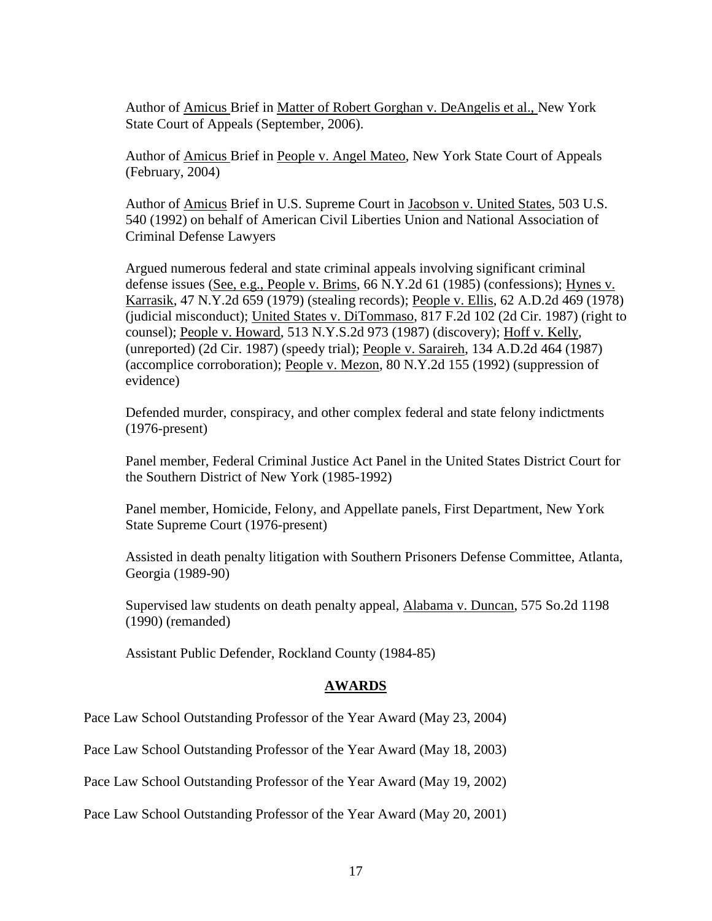Author of Amicus Brief in Matter of Robert Gorghan v. DeAngelis et al., New York State Court of Appeals (September, 2006).

Author of Amicus Brief in People v. Angel Mateo, New York State Court of Appeals (February, 2004)

Author of Amicus Brief in U.S. Supreme Court in Jacobson v. United States, 503 U.S. 540 (1992) on behalf of American Civil Liberties Union and National Association of Criminal Defense Lawyers

Argued numerous federal and state criminal appeals involving significant criminal defense issues (See, e.g., People v. Brims, 66 N.Y.2d 61 (1985) (confessions); Hynes v. Karrasik, 47 N.Y.2d 659 (1979) (stealing records); People v. Ellis, 62 A.D.2d 469 (1978) (judicial misconduct); United States v. DiTommaso, 817 F.2d 102 (2d Cir. 1987) (right to counsel); People v. Howard, 513 N.Y.S.2d 973 (1987) (discovery); Hoff v. Kelly, (unreported) (2d Cir. 1987) (speedy trial); People v. Saraireh, 134 A.D.2d 464 (1987) (accomplice corroboration); People v. Mezon, 80 N.Y.2d 155 (1992) (suppression of evidence)

Defended murder, conspiracy, and other complex federal and state felony indictments (1976-present)

Panel member, Federal Criminal Justice Act Panel in the United States District Court for the Southern District of New York (1985-1992)

Panel member, Homicide, Felony, and Appellate panels, First Department, New York State Supreme Court (1976-present)

Assisted in death penalty litigation with Southern Prisoners Defense Committee, Atlanta, Georgia (1989-90)

Supervised law students on death penalty appeal, Alabama v. Duncan, 575 So.2d 1198 (1990) (remanded)

Assistant Public Defender, Rockland County (1984-85)

## AWARDS

Pace Law School Outstanding Professor of the Year Award (May 23, 2004)

Pace Law School Outstanding Professor of the Year Award (May 18, 2003)

Pace Law School Outstanding Professor of the Year Award (May 19, 2002)

Pace Law School Outstanding Professor of the Year Award (May 20, 2001)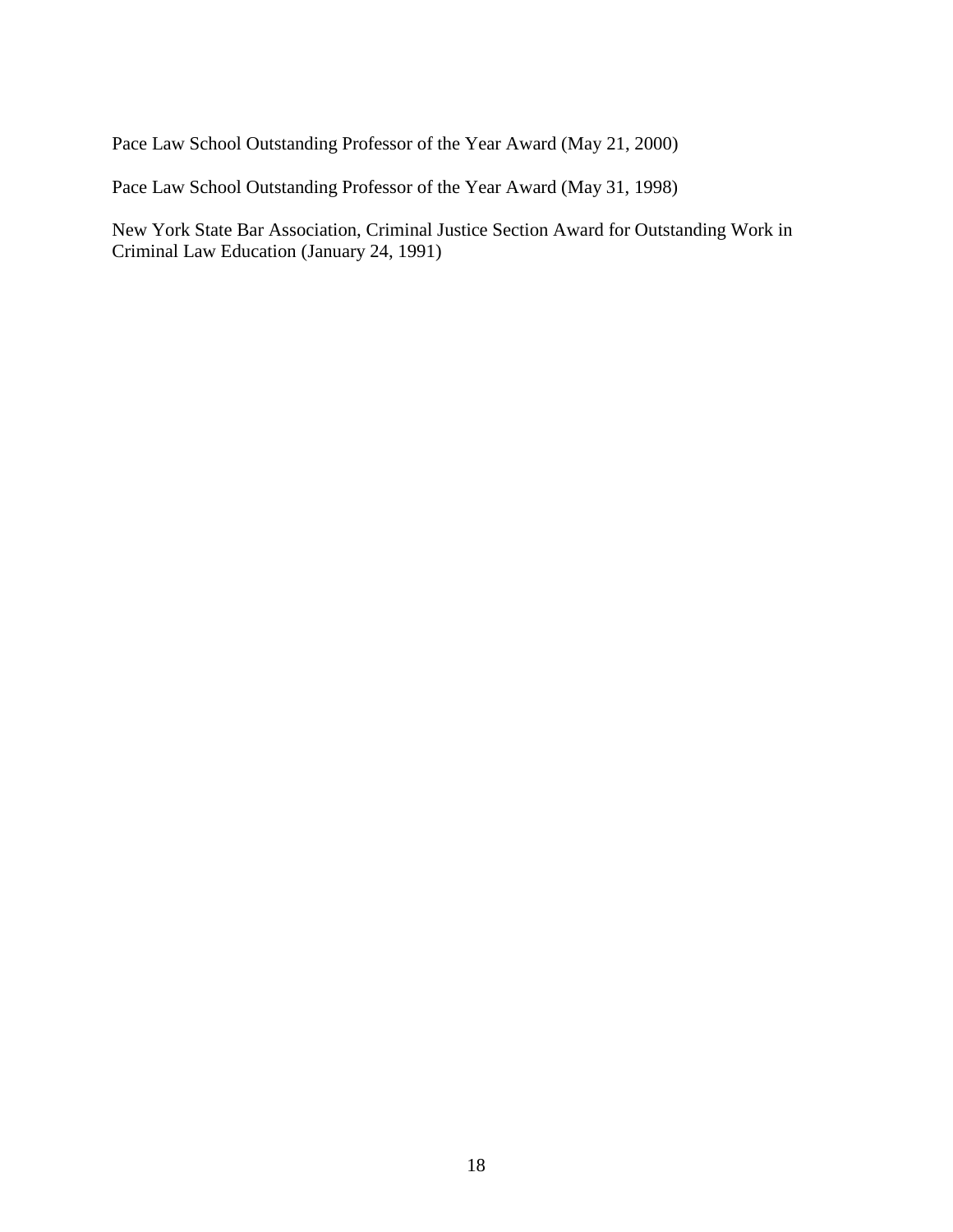Pace Law School Outstanding Professor of the Year Award (May 21, 2000)

Pace Law School Outstanding Professor of the Year Award (May 31, 1998)

New York State Bar Association, Criminal Justice Section Award for Outstanding Work in Criminal Law Education (January 24, 1991)